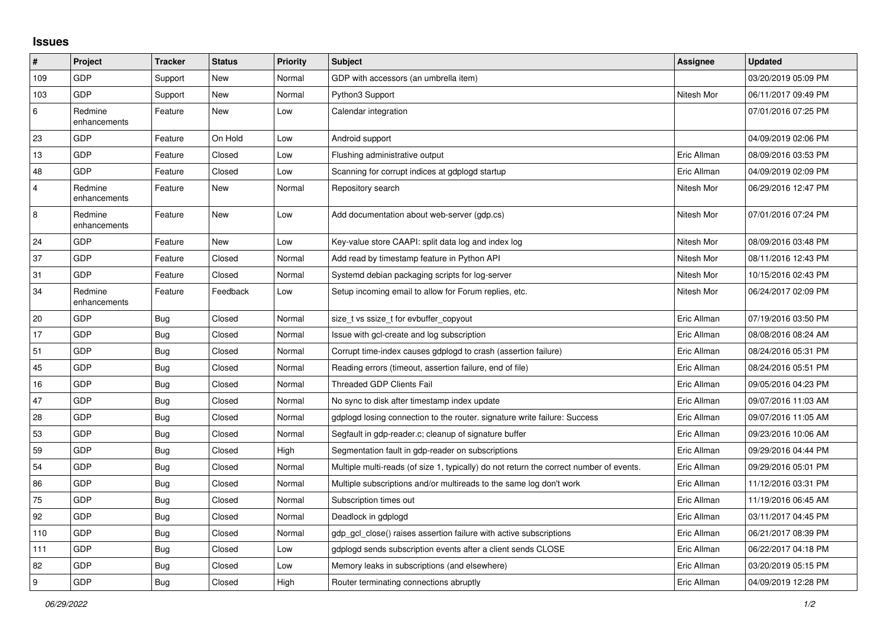# Issues

| # | Project | Tracker | Status | Priority | Subject | Assignee | Updated |
|---|---|---|---|---|---|---|---|
| 109 | GDP | Support | New | Normal | GDP with accessors (an umbrella item) | | 03/20/2019 05:09 PM |
| 103 | GDP | Support | New | Normal | Python3 Support | Nitesh Mor | 06/11/2017 09:49 PM |
| 6 | Redmine enhancements | Feature | New | Low | Calendar integration | | 07/01/2016 07:25 PM |
| 23 | GDP | Feature | On Hold | Low | Android support | | 04/09/2019 02:06 PM |
| 13 | GDP | Feature | Closed | Low | Flushing administrative output | Eric Allman | 08/09/2016 03:53 PM |
| 48 | GDP | Feature | Closed | Low | Scanning for corrupt indices at gdplogd startup | Eric Allman | 04/09/2019 02:09 PM |
| 4 | Redmine enhancements | Feature | New | Normal | Repository search | Nitesh Mor | 06/29/2016 12:47 PM |
| 8 | Redmine enhancements | Feature | New | Low | Add documentation about web-server (gdp.cs) | Nitesh Mor | 07/01/2016 07:24 PM |
| 24 | GDP | Feature | New | Low | Key-value store CAAPI: split data log and index log | Nitesh Mor | 08/09/2016 03:48 PM |
| 37 | GDP | Feature | Closed | Normal | Add read by timestamp feature in Python API | Nitesh Mor | 08/11/2016 12:43 PM |
| 31 | GDP | Feature | Closed | Normal | Systemd debian packaging scripts for log-server | Nitesh Mor | 10/15/2016 02:43 PM |
| 34 | Redmine enhancements | Feature | Feedback | Low | Setup incoming email to allow for Forum replies, etc. | Nitesh Mor | 06/24/2017 02:09 PM |
| 20 | GDP | Bug | Closed | Normal | size_t vs ssize_t for evbuffer_copyout | Eric Allman | 07/19/2016 03:50 PM |
| 17 | GDP | Bug | Closed | Normal | Issue with gcl-create and log subscription | Eric Allman | 08/08/2016 08:24 AM |
| 51 | GDP | Bug | Closed | Normal | Corrupt time-index causes gdplogd to crash (assertion failure) | Eric Allman | 08/24/2016 05:31 PM |
| 45 | GDP | Bug | Closed | Normal | Reading errors (timeout, assertion failure, end of file) | Eric Allman | 08/24/2016 05:51 PM |
| 16 | GDP | Bug | Closed | Normal | Threaded GDP Clients Fail | Eric Allman | 09/05/2016 04:23 PM |
| 47 | GDP | Bug | Closed | Normal | No sync to disk after timestamp index update | Eric Allman | 09/07/2016 11:03 AM |
| 28 | GDP | Bug | Closed | Normal | gdplogd losing connection to the router. signature write failure: Success | Eric Allman | 09/07/2016 11:05 AM |
| 53 | GDP | Bug | Closed | Normal | Segfault in gdp-reader.c; cleanup of signature buffer | Eric Allman | 09/23/2016 10:06 AM |
| 59 | GDP | Bug | Closed | High | Segmentation fault in gdp-reader on subscriptions | Eric Allman | 09/29/2016 04:44 PM |
| 54 | GDP | Bug | Closed | Normal | Multiple multi-reads (of size 1, typically) do not return the correct number of events. | Eric Allman | 09/29/2016 05:01 PM |
| 86 | GDP | Bug | Closed | Normal | Multiple subscriptions and/or multireads to the same log don't work | Eric Allman | 11/12/2016 03:31 PM |
| 75 | GDP | Bug | Closed | Normal | Subscription times out | Eric Allman | 11/19/2016 06:45 AM |
| 92 | GDP | Bug | Closed | Normal | Deadlock in gdplogd | Eric Allman | 03/11/2017 04:45 PM |
| 110 | GDP | Bug | Closed | Normal | gdp_gcl_close() raises assertion failure with active subscriptions | Eric Allman | 06/21/2017 08:39 PM |
| 111 | GDP | Bug | Closed | Low | gdplogd sends subscription events after a client sends CLOSE | Eric Allman | 06/22/2017 04:18 PM |
| 82 | GDP | Bug | Closed | Low | Memory leaks in subscriptions (and elsewhere) | Eric Allman | 03/20/2019 05:15 PM |
| 9 | GDP | Bug | Closed | High | Router terminating connections abruptly | Eric Allman | 04/09/2019 12:28 PM |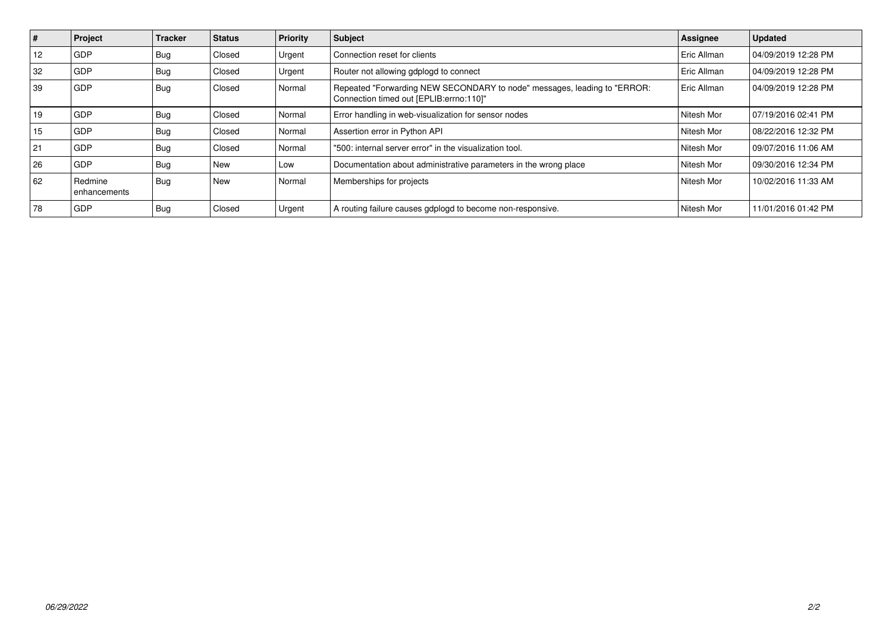| # | Project | Tracker | Status | Priority | Subject | Assignee | Updated |
|---|---|---|---|---|---|---|---|
| 12 | GDP | Bug | Closed | Urgent | Connection reset for clients | Eric Allman | 04/09/2019 12:28 PM |
| 32 | GDP | Bug | Closed | Urgent | Router not allowing gdplogd to connect | Eric Allman | 04/09/2019 12:28 PM |
| 39 | GDP | Bug | Closed | Normal | Repeated "Forwarding NEW SECONDARY to node" messages, leading to "ERROR: Connection timed out [EPLIB:errno:110]" | Eric Allman | 04/09/2019 12:28 PM |
| 19 | GDP | Bug | Closed | Normal | Error handling in web-visualization for sensor nodes | Nitesh Mor | 07/19/2016 02:41 PM |
| 15 | GDP | Bug | Closed | Normal | Assertion error in Python API | Nitesh Mor | 08/22/2016 12:32 PM |
| 21 | GDP | Bug | Closed | Normal | "500: internal server error" in the visualization tool. | Nitesh Mor | 09/07/2016 11:06 AM |
| 26 | GDP | Bug | New | Low | Documentation about administrative parameters in the wrong place | Nitesh Mor | 09/30/2016 12:34 PM |
| 62 | Redmine enhancements | Bug | New | Normal | Memberships for projects | Nitesh Mor | 10/02/2016 11:33 AM |
| 78 | GDP | Bug | Closed | Urgent | A routing failure causes gdplogd to become non-responsive. | Nitesh Mor | 11/01/2016 01:42 PM |